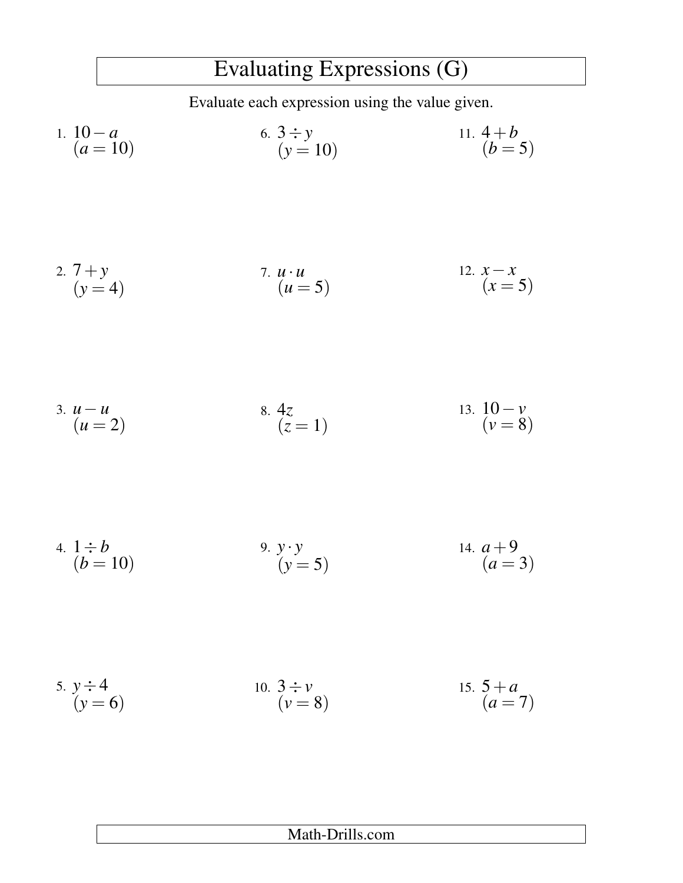# Evaluating Expressions (G)

Evaluate each expression using the value given.

1. $10 - a$
   $(a = 10)$

2. $7 + y$
   $(y = 4)$

3. $u - u$
   $(u = 2)$

4. $1 \div b$
   $(b = 10)$

5. $y \div 4$
   $(y = 6)$

6. $3 \div y$
   $(y = 10)$

7. $u \cdot u$
   $(u = 5)$

8. $4z$
   $(z = 1)$

9. $y \cdot y$
   $(y = 5)$

10. $3 \div v$
    $(v = 8)$

11. $4 + b$
    $(b = 5)$

12. $x - x$
    $(x = 5)$

13. $10 - v$
    $(v = 8)$

14. $a + 9$
    $(a = 3)$

15. $5 + a$
    $(a = 7)$

Math-Drills.com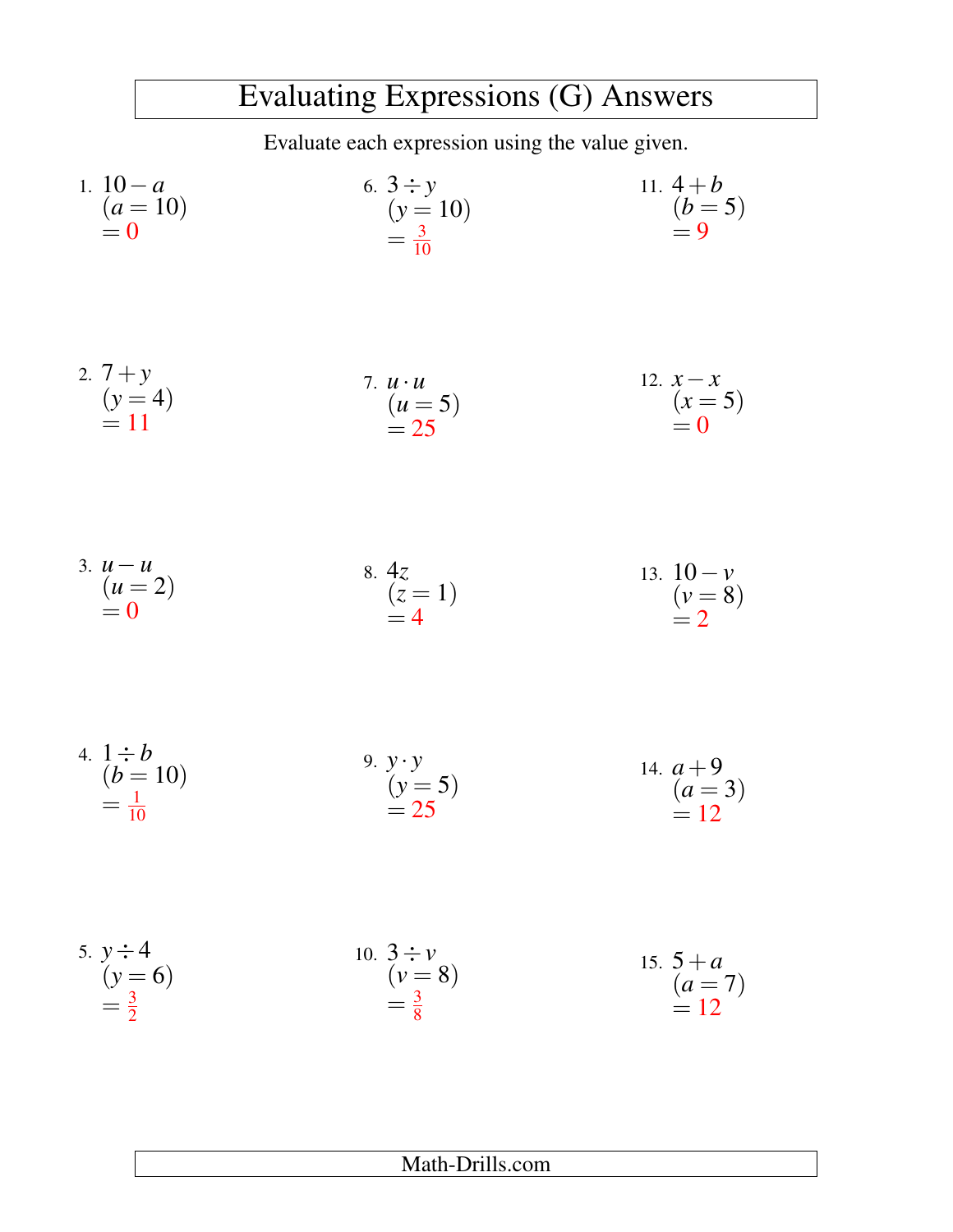# Evaluating Expressions (G) Answers

Evaluate each expression using the value given.

1. $10 - a$
   $(a = 10)$
   $= 0$

2. $7 + y$
   $(y = 4)$
   $= 11$

3. $u - u$
   $(u = 2)$
   $= 0$

4. $1 \div b$
   $(b = 10)$
   $= \frac{1}{10}$

5. $y \div 4$
   $(y = 6)$
   $= \frac{3}{2}$

6. $3 \div y$
   $(y = 10)$
   $= \frac{3}{10}$

7. $u \cdot u$
   $(u = 5)$
   $= 25$

8. $4z$
   $(z = 1)$
   $= 4$

9. $y \cdot y$
   $(y = 5)$
   $= 25$

10. $3 \div v$
    $(v = 8)$
    $= \frac{3}{8}$

11. $4 + b$
    $(b = 5)$
    $= 9$

12. $x - x$
    $(x = 5)$
    $= 0$

13. $10 - v$
    $(v = 8)$
    $= 2$

14. $a + 9$
    $(a = 3)$
    $= 12$

15. $5 + a$
    $(a = 7)$
    $= 12$

Math-Drills.com